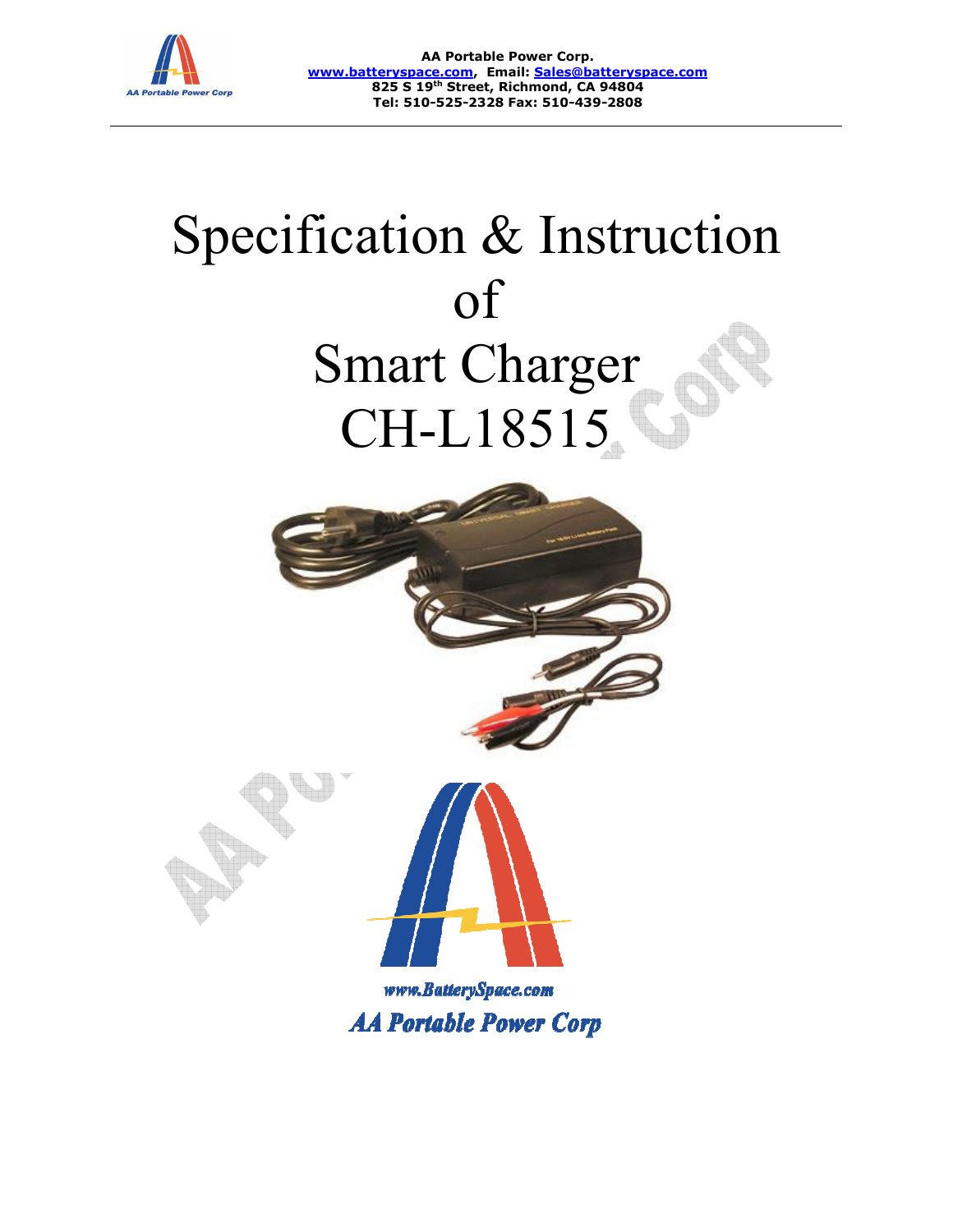AA Portable Power Corp.
www.batteryspace.com, Email: Sales@batteryspace.com
825 S 19th Street, Richmond, CA 94804
Tel: 510-525-2328 Fax: 510-439-2808

# Specification & Instruction of Smart Charger CH-L18515

www.BatterySpace.com

AA Portable Power Corp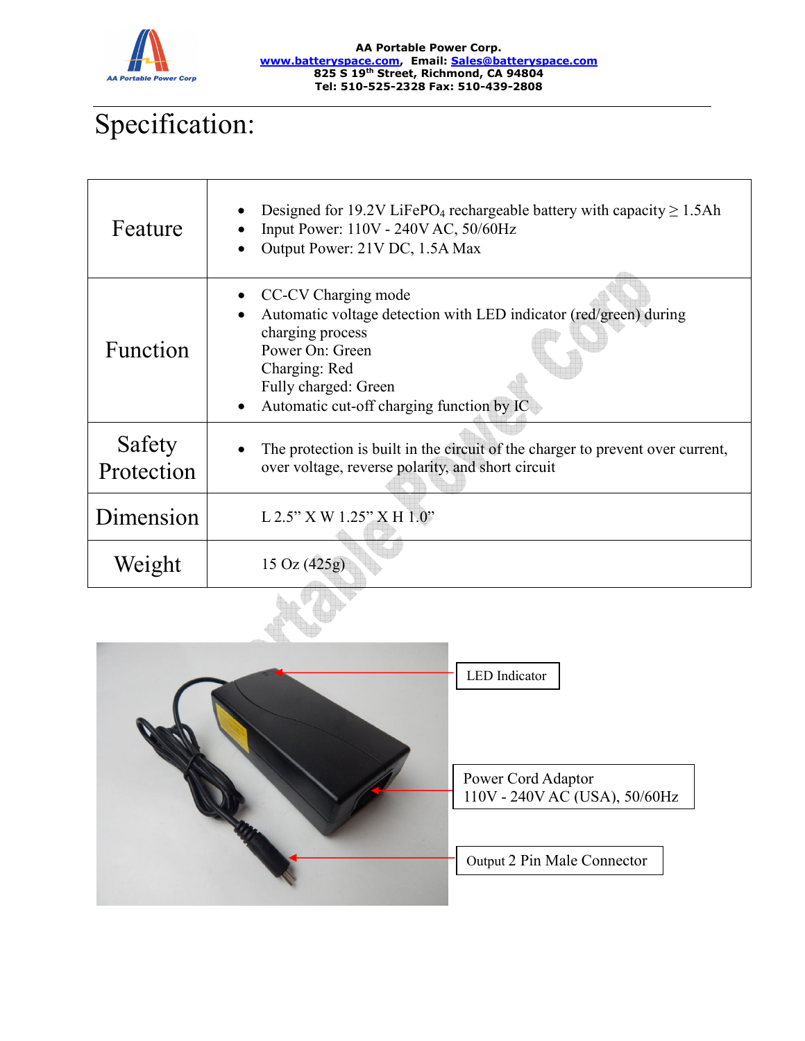AA Portable Power Corp.
www.batteryspace.com, Email: Sales@batteryspace.com
825 S 19th Street, Richmond, CA 94804
Tel: 510-525-2328 Fax: 510-439-2808

# Specification:

| | |
|---|---|
| Feature | • Designed for 19.2V $LiFePO_4$ rechargeable battery with capacity ≥ 1.5Ah<br>• Input Power: 110V - 240V AC, 50/60Hz<br>• Output Power: 21V DC, 1.5A Max |
| Function | • CC-CV Charging mode<br>• Automatic voltage detection with LED indicator (red/green) during charging process<br>Power On: Green<br>Charging: Red<br>Fully charged: Green<br>• Automatic cut-off charging function by IC |
| Safety Protection | • The protection is built in the circuit of the charger to prevent over current, over voltage, reverse polarity, and short circuit |
| Dimension | L 2.5" X W 1.25" X H 1.0" |
| Weight | 15 Oz (425g) |

LED Indicator

Power Cord Adaptor
110V - 240V AC (USA), 50/60Hz

Output 2 Pin Male Connector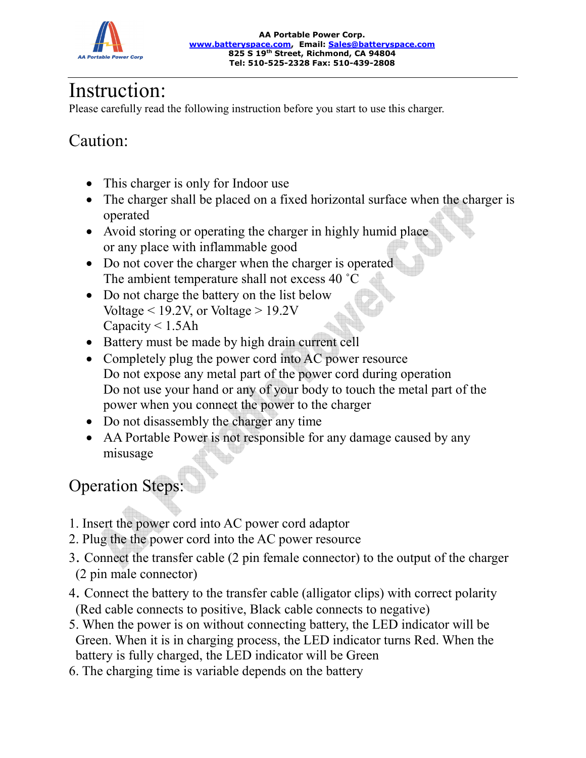# Instruction:

Please carefully read the following instruction before you start to use this charger.

## Caution:

- This charger is only for Indoor use
- The charger shall be placed on a fixed horizontal surface when the charger is operated
- Avoid storing or operating the charger in highly humid place or any place with inflammable good
- Do not cover the charger when the charger is operated
  The ambient temperature shall not excess 40 ˚C
- Do not charge the battery on the list below
  Voltage < 19.2V, or Voltage > 19.2V
  Capacity < 1.5Ah
- Battery must be made by high drain current cell
- Completely plug the power cord into AC power resource
  Do not expose any metal part of the power cord during operation
  Do not use your hand or any of your body to touch the metal part of the power when you connect the power to the charger
- Do not disassembly the charger any time
- AA Portable Power is not responsible for any damage caused by any misusage

## Operation Steps:

1. Insert the power cord into AC power cord adaptor
2. Plug the the power cord into the AC power resource
3. Connect the transfer cable (2 pin female connector) to the output of the charger (2 pin male connector)
4. Connect the battery to the transfer cable (alligator clips) with correct polarity (Red cable connects to positive, Black cable connects to negative)
5. When the power is on without connecting battery, the LED indicator will be Green. When it is in charging process, the LED indicator turns Red. When the battery is fully charged, the LED indicator will be Green
6. The charging time is variable depends on the battery